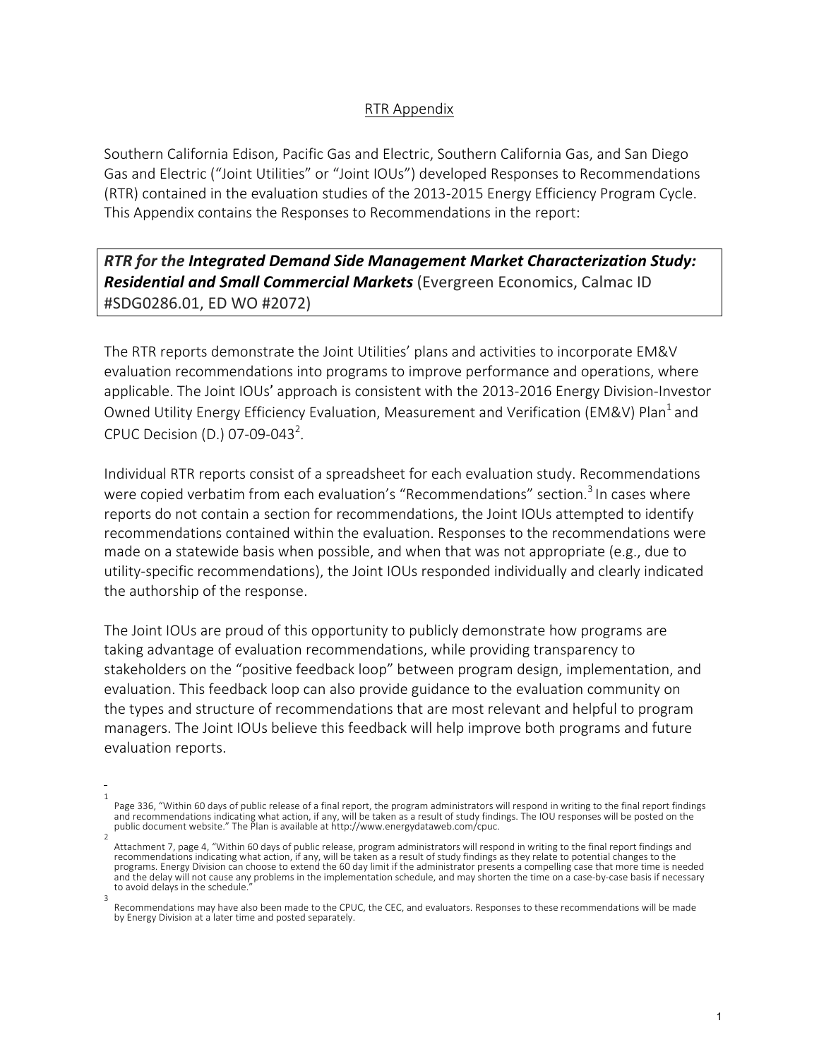RTR Appendix

Southern California Edison, Pacific Gas and Electric, Southern California Gas, and San Diego Gas and Electric ("Joint Utilities" or "Joint IOUs") developed Responses to Recommendations (RTR) contained in the evaluation studies of the 2013-2015 Energy Efficiency Program Cycle. This Appendix contains the Responses to Recommendations in the report:

***RTR for the Integrated Demand Side Management Market Characterization Study: Residential and Small Commercial Markets*** (Evergreen Economics, Calmac ID #SDG0286.01, ED WO #2072)

The RTR reports demonstrate the Joint Utilities' plans and activities to incorporate EM&V evaluation recommendations into programs to improve performance and operations, where applicable. The Joint IOUs' approach is consistent with the 2013-2016 Energy Division-Investor Owned Utility Energy Efficiency Evaluation, Measurement and Verification (EM&V) Plan[1] and CPUC Decision (D.) 07-09-043[2].

Individual RTR reports consist of a spreadsheet for each evaluation study. Recommendations were copied verbatim from each evaluation's "Recommendations" section.[3] In cases where reports do not contain a section for recommendations, the Joint IOUs attempted to identify recommendations contained within the evaluation. Responses to the recommendations were made on a statewide basis when possible, and when that was not appropriate (e.g., due to utility-specific recommendations), the Joint IOUs responded individually and clearly indicated the authorship of the response.

The Joint IOUs are proud of this opportunity to publicly demonstrate how programs are taking advantage of evaluation recommendations, while providing transparency to stakeholders on the "positive feedback loop" between program design, implementation, and evaluation. This feedback loop can also provide guidance to the evaluation community on the types and structure of recommendations that are most relevant and helpful to program managers. The Joint IOUs believe this feedback will help improve both programs and future evaluation reports.

---

[1] Page 336, "Within 60 days of public release of a final report, the program administrators will respond in writing to the final report findings and recommendations indicating what action, if any, will be taken as a result of study findings. The IOU responses will be posted on the public document website." The Plan is available at http://www.energydataweb.com/cpuc.

[2] Attachment 7, page 4, "Within 60 days of public release, program administrators will respond in writing to the final report findings and recommendations indicating what action, if any, will be taken as a result of study findings as they relate to potential changes to the programs. Energy Division can choose to extend the 60 day limit if the administrator presents a compelling case that more time is needed and the delay will not cause any problems in the implementation schedule, and may shorten the time on a case-by-case basis if necessary to avoid delays in the schedule."

[3] Recommendations may have also been made to the CPUC, the CEC, and evaluators. Responses to these recommendations will be made by Energy Division at a later time and posted separately.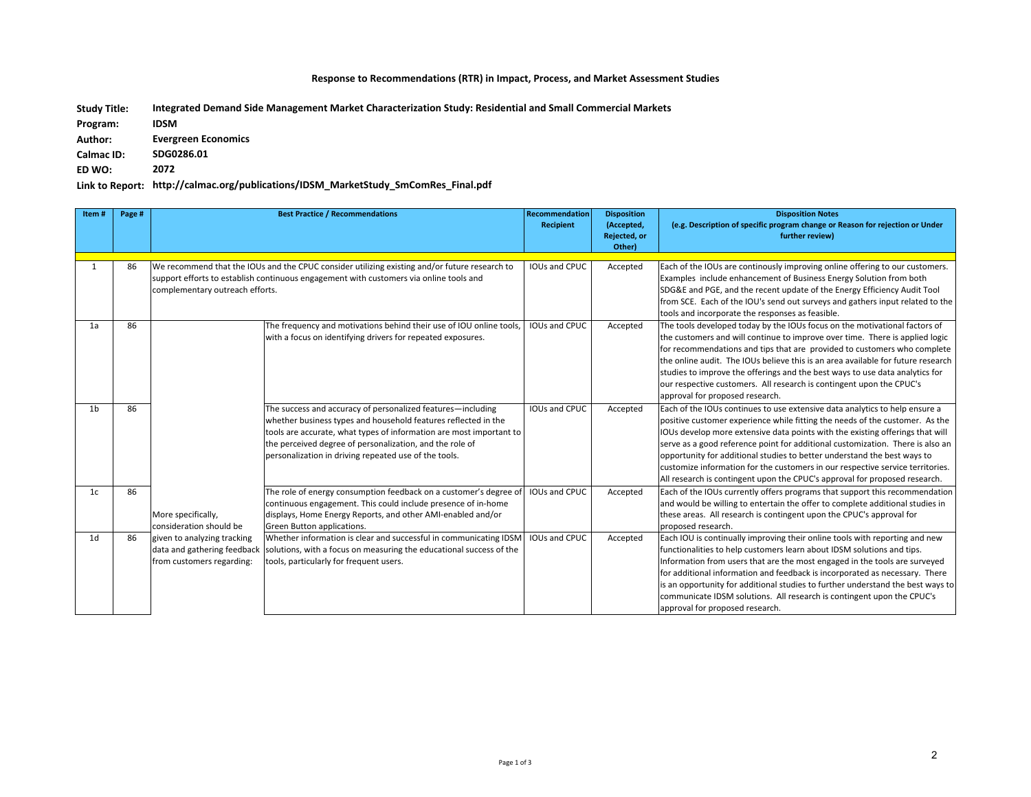**Response to Recommendations (RTR) in Impact, Process, and Market Assessment Studies**

**Study Title:** Integrated Demand Side Management Market Characterization Study: Residential and Small Commercial Markets

**Program:** IDSM

**Author:** Evergreen Economics

**Calmac ID:** SDG0286.01

**ED WO:** 2072

**Link to Report:** http://calmac.org/publications/IDSM_MarketStudy_SmComRes_Final.pdf

| Item # | Page # | Best Practice / Recommendations | | Recommendation Recipient | Disposition (Accepted, Rejected, or Other) | Disposition Notes (e.g. Description of specific program change or Reason for rejection or Under further review) |
|---|---|---|---|---|---|---|
| 1 | 86 | We recommend that the IOUs and the CPUC consider utilizing existing and/or future research to support efforts to establish continuous engagement with customers via online tools and complementary outreach efforts. | | IOUs and CPUC | Accepted | Each of the IOUs are continously improving online offering to our customers. Examples include enhancement of Business Energy Solution from both SDG&E and PGE, and the recent update of the Energy Efficiency Audit Tool from SCE. Each of the IOU's send out surveys and gathers input related to the tools and incorporate the responses as feasible. |
| 1a | 86 | More specifically, consideration should be given to analyzing tracking data and gathering feedback from customers regarding: | The frequency and motivations behind their use of IOU online tools, with a focus on identifying drivers for repeated exposures. | IOUs and CPUC | Accepted | The tools developed today by the IOUs focus on the motivational factors of the customers and will continue to improve over time. There is applied logic for recommendations and tips that are provided to customers who complete the online audit. The IOUs believe this is an area available for future research studies to improve the offerings and the best ways to use data analytics for our respective customers. All research is contingent upon the CPUC's approval for proposed research. |
| 1b | 86 | | The success and accuracy of personalized features—including whether business types and household features reflected in the tools are accurate, what types of information are most important to the perceived degree of personalization, and the role of personalization in driving repeated use of the tools. | IOUs and CPUC | Accepted | Each of the IOUs continues to use extensive data analytics to help ensure a positive customer experience while fitting the needs of the customer. As the IOUs develop more extensive data points with the existing offerings that will serve as a good reference point for additional customization. There is also an opportunity for additional studies to better understand the best ways to customize information for the customers in our respective service territories. All research is contingent upon the CPUC's approval for proposed research. |
| 1c | 86 | | The role of energy consumption feedback on a customer's degree of continuous engagement. This could include presence of in-home displays, Home Energy Reports, and other AMI-enabled and/or Green Button applications. | IOUs and CPUC | Accepted | Each of the IOUs currently offers programs that support this recommendation and would be willing to entertain the offer to complete additional studies in these areas. All research is contingent upon the CPUC's approval for proposed research. |
| 1d | 86 | | Whether information is clear and successful in communicating IDSM solutions, with a focus on measuring the educational success of the tools, particularly for frequent users. | IOUs and CPUC | Accepted | Each IOU is continually improving their online tools with reporting and new functionalities to help customers learn about IDSM solutions and tips. Information from users that are the most engaged in the tools are surveyed for additional information and feedback is incorporated as necessary. There is an opportunity for additional studies to further understand the best ways to communicate IDSM solutions. All research is contingent upon the CPUC's approval for proposed research. |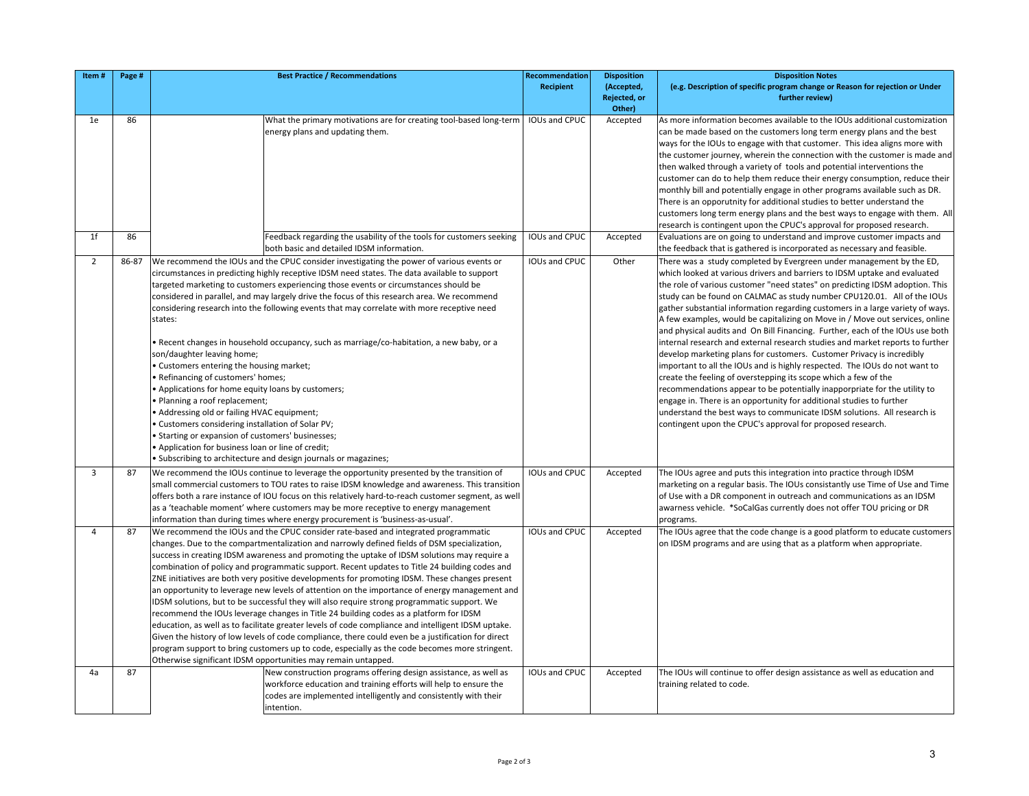| Item # | Page # | Best Practice / Recommendations | Recommendation Recipient | Disposition (Accepted, Rejected, or Other) | Disposition Notes (e.g. Description of specific program change or Reason for rejection or Under further review) |
|---|---|---|---|---|---|
| 1e | 86 | What the primary motivations are for creating tool-based long-term energy plans and updating them. | IOUs and CPUC | Accepted | As more information becomes available to the IOUs additional customization can be made based on the customers long term energy plans and the best ways for the IOUs to engage with that customer. This idea aligns more with the customer journey, wherein the connection with the customer is made and then walked through a variety of tools and potential interventions the customer can do to help them reduce their energy consumption, reduce their monthly bill and potentially engage in other programs available such as DR. There is an opporutnity for additional studies to better understand the customers long term energy plans and the best ways to engage with them. All research is contingent upon the CPUC's approval for proposed research. |
| 1f | 86 | Feedback regarding the usability of the tools for customers seeking both basic and detailed IDSM information. | IOUs and CPUC | Accepted | Evaluations are on going to understand and improve customer impacts and the feedback that is gathered is incorporated as necessary and feasible. |
| 2 | 86-87 | We recommend the IOUs and the CPUC consider investigating the power of various events or circumstances in predicting highly receptive IDSM need states. The data available to support targeted marketing to customers experiencing those events or circumstances should be considered in parallel, and may largely drive the focus of this research area. We recommend considering research into the following events that may correlate with more receptive need states:<br><br>• Recent changes in household occupancy, such as marriage/co-habitation, a new baby, or a son/daughter leaving home;<br>• Customers entering the housing market;<br>• Refinancing of customers' homes;<br>• Applications for home equity loans by customers;<br>• Planning a roof replacement;<br>• Addressing old or failing HVAC equipment;<br>• Customers considering installation of Solar PV;<br>• Starting or expansion of customers' businesses;<br>• Application for business loan or line of credit;<br>• Subscribing to architecture and design journals or magazines; | IOUs and CPUC | Other | There was a study completed by Evergreen under management by the ED, which looked at various drivers and barriers to IDSM uptake and evaluated the role of various customer "need states" on predicting IDSM adoption. This study can be found on CALMAC as study number CPU120.01. All of the IOUs gather substantial information regarding customers in a large variety of ways. A few examples, would be capitalizing on Move in / Move out services, online and physical audits and On Bill Financing. Further, each of the IOUs use both internal research and external research studies and market reports to further develop marketing plans for customers. Customer Privacy is incredibly important to all the IOUs and is highly respected. The IOUs do not want to create the feeling of overstepping its scope which a few of the recommendations appear to be potentially inappropriate for the utility to engage in. There is an opportunity for additional studies to further understand the best ways to communicate IDSM solutions. All research is contingent upon the CPUC's approval for proposed research. |
| 3 | 87 | We recommend the IOUs continue to leverage the opportunity presented by the transition of small commercial customers to TOU rates to raise IDSM knowledge and awareness. This transition offers both a rare instance of IOU focus on this relatively hard-to-reach customer segment, as well as a 'teachable moment' where customers may be more receptive to energy management information than during times where energy procurement is 'business-as-usual'. | IOUs and CPUC | Accepted | The IOUs agree and puts this integration into practice through IDSM marketing on a regular basis. The IOUs consistantly use Time of Use and Time of Use with a DR component in outreach and communications as an IDSM awarness vehicle. *SoCalGas currently does not offer TOU pricing or DR programs. |
| 4 | 87 | We recommend the IOUs and the CPUC consider rate-based and integrated programmatic changes. Due to the compartmentalization and narrowly defined fields of DSM specialization, success in creating IDSM awareness and promoting the uptake of IDSM solutions may require a combination of policy and programmatic support. Recent updates to Title 24 building codes and ZNE initiatives are both very positive developments for promoting IDSM. These changes present an opportunity to leverage new levels of attention on the importance of energy management and IDSM solutions, but to be successful they will also require strong programmatic support. We recommend the IOUs leverage changes in Title 24 building codes as a platform for IDSM education, as well as to facilitate greater levels of code compliance and intelligent IDSM uptake. Given the history of low levels of code compliance, there could even be a justification for direct program support to bring customers up to code, especially as the code becomes more stringent. Otherwise significant IDSM opportunities may remain untapped. | IOUs and CPUC | Accepted | The IOUs agree that the code change is a good platform to educate customers on IDSM programs and are using that as a platform when appropriate. |
| 4a | 87 | New construction programs offering design assistance, as well as workforce education and training efforts will help to ensure the codes are implemented intelligently and consistently with their intention. | IOUs and CPUC | Accepted | The IOUs will continue to offer design assistance as well as education and training related to code. |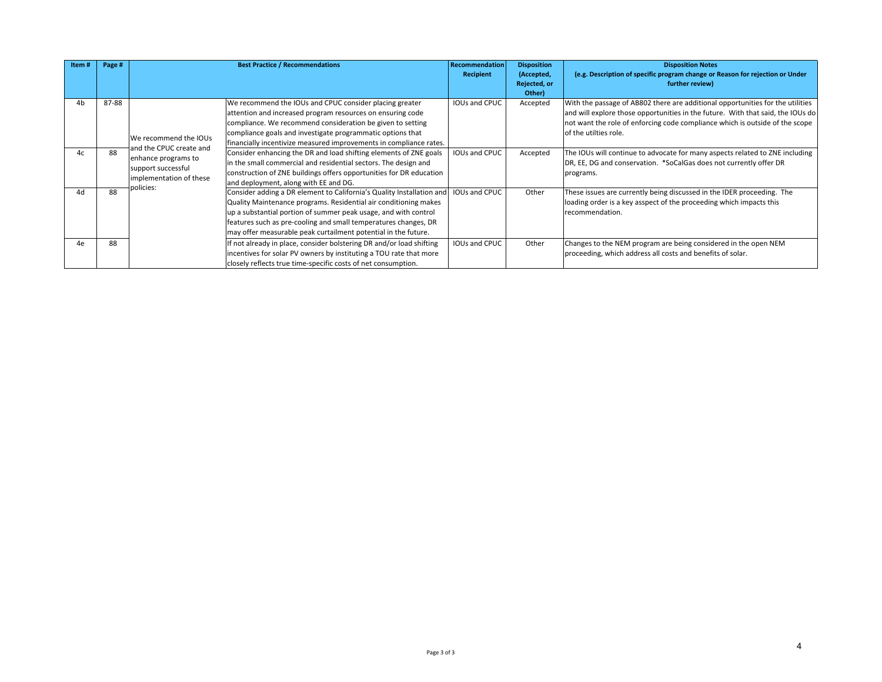| Item # | Page # | Best Practice / Recommendations | | Recommendation Recipient | Disposition (Accepted, Rejected, or Other) | Disposition Notes (e.g. Description of specific program change or Reason for rejection or Under further review) |
|---|---|---|---|---|---|---|
| 4b | 87-88 | We recommend the IOUs and the CPUC create and enhance programs to support successful implementation of these policies: | We recommend the IOUs and CPUC consider placing greater attention and increased program resources on ensuring code compliance. We recommend consideration be given to setting compliance goals and investigate programmatic options that financially incentivize measured improvements in compliance rates. | IOUs and CPUC | Accepted | With the passage of AB802 there are additional opportunities for the utilities and will explore those opportunities in the future. With that said, the IOUs do not want the role of enforcing code compliance which is outside of the scope of the utilties role. |
| 4c | 88 | | Consider enhancing the DR and load shifting elements of ZNE goals in the small commercial and residential sectors. The design and construction of ZNE buildings offers opportunities for DR education and deployment, along with EE and DG. | IOUs and CPUC | Accepted | The IOUs will continue to advocate for many aspects related to ZNE including DR, EE, DG and conservation. *SoCalGas does not currently offer DR programs. |
| 4d | 88 | | Consider adding a DR element to California's Quality Installation and Quality Maintenance programs. Residential air conditioning makes up a substantial portion of summer peak usage, and with control features such as pre-cooling and small temperatures changes, DR may offer measurable peak curtailment potential in the future. | IOUs and CPUC | Other | These issues are currently being discussed in the IDER proceeding. The loading order is a key asspect of the proceeding which impacts this recommendation. |
| 4e | 88 | | If not already in place, consider bolstering DR and/or load shifting incentives for solar PV owners by instituting a TOU rate that more closely reflects true time-specific costs of net consumption. | IOUs and CPUC | Other | Changes to the NEM program are being considered in the open NEM proceeding, which address all costs and benefits of solar. |